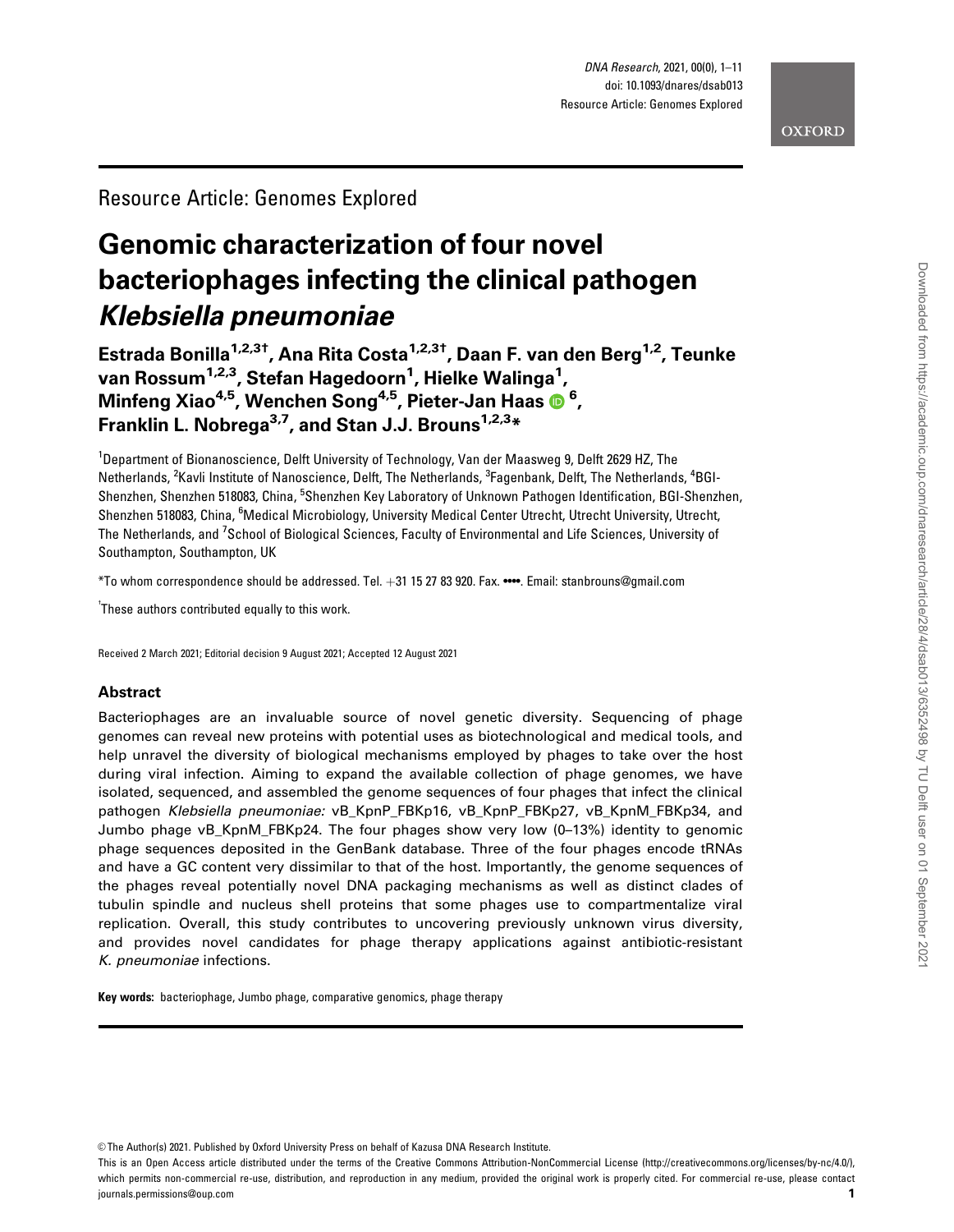Resource Article: Genomes Explored

# Genomic characterization of four novel bacteriophages infecting the clinical pathogen *Klebsiella pneumoniae*

**Estrada Bonilla[1,2,3†], Ana Rita Costa[1,2,3†], Daan F. van den Berg[1,2], Teunke van Rossum[1,2,3], Stefan Hagedoorn[1], Hielke Walinga[1], Minfeng Xiao[4,5], Wenchen Song[4,5], Pieter-Jan Haas[6], Franklin L. Nobrega[3,7], and Stan J.J. Brouns[1,2,3]***

[1]Department of Bionanoscience, Delft University of Technology, Van der Maasweg 9, Delft 2629 HZ, The Netherlands, [2]Kavli Institute of Nanoscience, Delft, The Netherlands, [3]Fagenbank, Delft, The Netherlands, [4]BGI-Shenzhen, Shenzhen 518083, China, [5]Shenzhen Key Laboratory of Unknown Pathogen Identification, BGI-Shenzhen, Shenzhen 518083, China, [6]Medical Microbiology, University Medical Center Utrecht, Utrecht University, Utrecht, The Netherlands, and [7]School of Biological Sciences, Faculty of Environmental and Life Sciences, University of Southampton, Southampton, UK

*To whom correspondence should be addressed. Tel. +31 15 27 83 920. Fax. ••••. Email: stanbrouns@gmail.com

†These authors contributed equally to this work.

Received 2 March 2021; Editorial decision 9 August 2021; Accepted 12 August 2021

## Abstract

Bacteriophages are an invaluable source of novel genetic diversity. Sequencing of phage genomes can reveal new proteins with potential uses as biotechnological and medical tools, and help unravel the diversity of biological mechanisms employed by phages to take over the host during viral infection. Aiming to expand the available collection of phage genomes, we have isolated, sequenced, and assembled the genome sequences of four phages that infect the clinical pathogen *Klebsiella pneumoniae:* vB_KpnP_FBKp16, vB_KpnP_FBKp27, vB_KpnM_FBKp34, and Jumbo phage vB_KpnM_FBKp24. The four phages show very low (0–13%) identity to genomic phage sequences deposited in the GenBank database. Three of the four phages encode tRNAs and have a GC content very dissimilar to that of the host. Importantly, the genome sequences of the phages reveal potentially novel DNA packaging mechanisms as well as distinct clades of tubulin spindle and nucleus shell proteins that some phages use to compartmentalize viral replication. Overall, this study contributes to uncovering previously unknown virus diversity, and provides novel candidates for phage therapy applications against antibiotic-resistant *K. pneumoniae* infections.

**Key words:** bacteriophage, Jumbo phage, comparative genomics, phage therapy

© The Author(s) 2021. Published by Oxford University Press on behalf of Kazusa DNA Research Institute.

This is an Open Access article distributed under the terms of the Creative Commons Attribution-NonCommercial License (http://creativecommons.org/licenses/by-nc/4.0/), which permits non-commercial re-use, distribution, and reproduction in any medium, provided the original work is properly cited. For commercial re-use, please contact journals.permissions@oup.com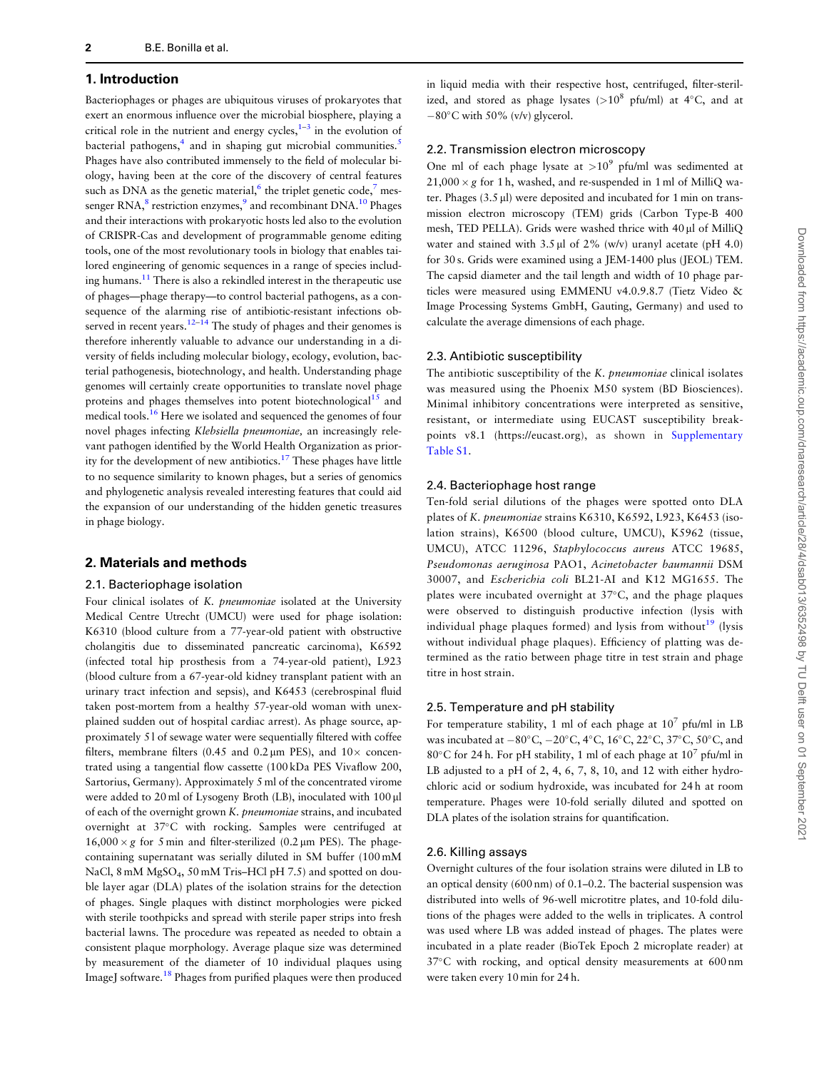## 1. Introduction

Bacteriophages or phages are ubiquitous viruses of prokaryotes that exert an enormous influence over the microbial biosphere, playing a critical role in the nutrient and energy cycles,[1–3] in the evolution of bacterial pathogens,[4] and in shaping gut microbial communities.[5] Phages have also contributed immensely to the field of molecular biology, having been at the core of the discovery of central features such as DNA as the genetic material,[6] the triplet genetic code,[7] messenger RNA,[8] restriction enzymes,[9] and recombinant DNA.[10] Phages and their interactions with prokaryotic hosts led also to the evolution of CRISPR-Cas and development of programmable genome editing tools, one of the most revolutionary tools in biology that enables tailored engineering of genomic sequences in a range of species including humans.[11] There is also a rekindled interest in the therapeutic use of phages—phage therapy—to control bacterial pathogens, as a consequence of the alarming rise of antibiotic-resistant infections observed in recent years.[12–14] The study of phages and their genomes is therefore inherently valuable to advance our understanding in a diversity of fields including molecular biology, ecology, evolution, bacterial pathogenesis, biotechnology, and health. Understanding phage genomes will certainly create opportunities to translate novel phage proteins and phages themselves into potent biotechnological[15] and medical tools.[16] Here we isolated and sequenced the genomes of four novel phages infecting *Klebsiella pneumoniae,* an increasingly relevant pathogen identified by the World Health Organization as priority for the development of new antibiotics.[17] These phages have little to no sequence similarity to known phages, but a series of genomics and phylogenetic analysis revealed interesting features that could aid the expansion of our understanding of the hidden genetic treasures in phage biology.

## 2. Materials and methods

### 2.1. Bacteriophage isolation

Four clinical isolates of *K. pneumoniae* isolated at the University Medical Centre Utrecht (UMCU) were used for phage isolation: K6310 (blood culture from a 77-year-old patient with obstructive cholangitis due to disseminated pancreatic carcinoma), K6592 (infected total hip prosthesis from a 74-year-old patient), L923 (blood culture from a 67-year-old kidney transplant patient with an urinary tract infection and sepsis), and K6453 (cerebrospinal fluid taken post-mortem from a healthy 57-year-old woman with unexplained sudden out of hospital cardiac arrest). As phage source, approximately 5 l of sewage water were sequentially filtered with coffee filters, membrane filters (0.45 and 0.2 µm PES), and 10× concentrated using a tangential flow cassette (100 kDa PES Vivaflow 200, Sartorius, Germany). Approximately 5 ml of the concentrated virome were added to 20 ml of Lysogeny Broth (LB), inoculated with 100 µl of each of the overnight grown *K. pneumoniae* strains, and incubated overnight at 37°C with rocking. Samples were centrifuged at 16,000 × *g* for 5 min and filter-sterilized (0.2 µm PES). The phage-containing supernatant was serially diluted in SM buffer (100 mM NaCl, 8 mM $MgSO_4$, 50 mM Tris–HCl pH 7.5) and spotted on double layer agar (DLA) plates of the isolation strains for the detection of phages. Single plaques with distinct morphologies were picked with sterile toothpicks and spread with sterile paper strips into fresh bacterial lawns. The procedure was repeated as needed to obtain a consistent plaque morphology. Average plaque size was determined by measurement of the diameter of 10 individual plaques using ImageJ software.[18] Phages from purified plaques were then produced in liquid media with their respective host, centrifuged, filter-sterilized, and stored as phage lysates (>$10^8$ pfu/ml) at 4°C, and at −80°C with 50% (v/v) glycerol.

### 2.2. Transmission electron microscopy

One ml of each phage lysate at >$10^9$ pfu/ml was sedimented at 21,000 × *g* for 1 h, washed, and re-suspended in 1 ml of MilliQ water. Phages (3.5 µl) were deposited and incubated for 1 min on transmission electron microscopy (TEM) grids (Carbon Type-B 400 mesh, TED PELLA). Grids were washed thrice with 40 µl of MilliQ water and stained with 3.5 µl of 2% (w/v) uranyl acetate (pH 4.0) for 30 s. Grids were examined using a JEM-1400 plus (JEOL) TEM. The capsid diameter and the tail length and width of 10 phage particles were measured using EMMENU v4.0.9.8.7 (Tietz Video & Image Processing Systems GmbH, Gauting, Germany) and used to calculate the average dimensions of each phage.

### 2.3. Antibiotic susceptibility

The antibiotic susceptibility of the *K. pneumoniae* clinical isolates was measured using the Phoenix M50 system (BD Biosciences). Minimal inhibitory concentrations were interpreted as sensitive, resistant, or intermediate using EUCAST susceptibility breakpoints v8.1 (https://eucast.org), as shown in Supplementary Table S1.

### 2.4. Bacteriophage host range

Ten-fold serial dilutions of the phages were spotted onto DLA plates of *K. pneumoniae* strains K6310, K6592, L923, K6453 (isolation strains), K6500 (blood culture, UMCU), K5962 (tissue, UMCU), ATCC 11296, *Staphylococcus aureus* ATCC 19685, *Pseudomonas aeruginosa* PAO1, *Acinetobacter baumannii* DSM 30007, and *Escherichia coli* BL21-AI and K12 MG1655. The plates were incubated overnight at 37°C, and the phage plaques were observed to distinguish productive infection (lysis with individual phage plaques formed) and lysis from without[19] (lysis without individual phage plaques). Efficiency of platting was determined as the ratio between phage titre in test strain and phage titre in host strain.

### 2.5. Temperature and pH stability

For temperature stability, 1 ml of each phage at $10^7$ pfu/ml in LB was incubated at −80°C, −20°C, 4°C, 16°C, 22°C, 37°C, 50°C, and 80°C for 24 h. For pH stability, 1 ml of each phage at $10^7$ pfu/ml in LB adjusted to a pH of 2, 4, 6, 7, 8, 10, and 12 with either hydrochloric acid or sodium hydroxide, was incubated for 24 h at room temperature. Phages were 10-fold serially diluted and spotted on DLA plates of the isolation strains for quantification.

### 2.6. Killing assays

Overnight cultures of the four isolation strains were diluted in LB to an optical density (600 nm) of 0.1–0.2. The bacterial suspension was distributed into wells of 96-well microtitre plates, and 10-fold dilutions of the phages were added to the wells in triplicates. A control was used where LB was added instead of phages. The plates were incubated in a plate reader (BioTek Epoch 2 microplate reader) at 37°C with rocking, and optical density measurements at 600 nm were taken every 10 min for 24 h.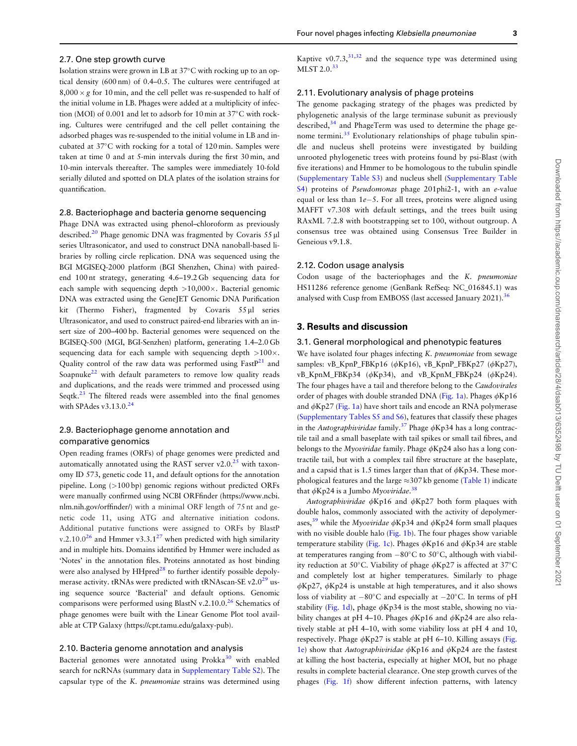### 2.7. One step growth curve

Isolation strains were grown in LB at 37°C with rocking up to an optical density (600 nm) of 0.4–0.5. The cultures were centrifuged at 8,000 × *g* for 10 min, and the cell pellet was re-suspended to half of the initial volume in LB. Phages were added at a multiplicity of infection (MOI) of 0.001 and let to adsorb for 10 min at 37°C with rocking. Cultures were centrifuged and the cell pellet containing the adsorbed phages was re-suspended to the initial volume in LB and incubated at 37°C with rocking for a total of 120 min. Samples were taken at time 0 and at 5-min intervals during the first 30 min, and 10-min intervals thereafter. The samples were immediately 10-fold serially diluted and spotted on DLA plates of the isolation strains for quantification.

### 2.8. Bacteriophage and bacteria genome sequencing

Phage DNA was extracted using phenol–chloroform as previously described.[20] Phage genomic DNA was fragmented by Covaris 55 µl series Ultrasonicator, and used to construct DNA nanoball-based libraries by rolling circle replication. DNA was sequenced using the BGI MGISEQ-2000 platform (BGI Shenzhen, China) with paired-end 100 nt strategy, generating 4.6–19.2 Gb sequencing data for each sample with sequencing depth >10,000×. Bacterial genomic DNA was extracted using the GeneJET Genomic DNA Purification kit (Thermo Fisher), fragmented by Covaris 55 µl series Ultrasonicator, and used to construct paired-end libraries with an insert size of 200–400 bp. Bacterial genomes were sequenced on the BGISEQ-500 (MGI, BGI-Senzhen) platform, generating 1.4–2.0 Gb sequencing data for each sample with sequencing depth >100×. Quality control of the raw data was performed using FastP[21] and Soapnuke[22] with default parameters to remove low quality reads and duplications, and the reads were trimmed and processed using Seqtk.[23] The filtered reads were assembled into the final genomes with SPAdes v3.13.0.[24]

### 2.9. Bacteriophage genome annotation and comparative genomics

Open reading frames (ORFs) of phage genomes were predicted and automatically annotated using the RAST server v2.0.[25] with taxonomy ID 573, genetic code 11, and default options for the annotation pipeline. Long (>100 bp) genomic regions without predicted ORFs were manually confirmed using NCBI ORFfinder (https://www.ncbi.nlm.nih.gov/orffinder/) with a minimal ORF length of 75 nt and genetic code 11, using ATG and alternative initiation codons. Additional putative functions were assigned to ORFs by BlastP v.2.10.0[26] and Hmmer v3.3.1[27] when predicted with high similarity and in multiple hits. Domains identified by Hmmer were included as 'Notes' in the annotation files. Proteins annotated as host binding were also analysed by HHpred[28] to further identify possible depolymerase activity. tRNAs were predicted with tRNAscan-SE v2.0[29] using sequence source 'Bacterial' and default options. Genomic comparisons were performed using BlastN v.2.10.0.[26] Schematics of phage genomes were built with the Linear Genome Plot tool available at CTP Galaxy (https://cpt.tamu.edu/galaxy-pub).

### 2.10. Bacteria genome annotation and analysis

Bacterial genomes were annotated using Prokka[30] with enabled search for ncRNAs (summary data in Supplementary Table S2). The capsular type of the *K. pneumoniae* strains was determined using Kaptive v0.7.3,[31,32] and the sequence type was determined using MLST 2.0.[33]

### 2.11. Evolutionary analysis of phage proteins

The genome packaging strategy of the phages was predicted by phylogenetic analysis of the large terminase subunit as previously described,[34] and PhageTerm was used to determine the phage genome termini.[35] Evolutionary relationships of phage tubulin spindle and nucleus shell proteins were investigated by building unrooted phylogenetic trees with proteins found by psi-Blast (with five iterations) and Hmmer to be homologous to the tubulin spindle (Supplementary Table S3) and nucleus shell (Supplementary Table S4) proteins of *Pseudomonas* phage 201phi2-1, with an *e*-value equal or less than 1*e*−5. For all trees, proteins were aligned using MAFFT v7.308 with default settings, and the trees built using RAxML 7.2.8 with bootstrapping set to 100, without outgroup. A consensus tree was obtained using Consensus Tree Builder in Geneious v9.1.8.

### 2.12. Codon usage analysis

Codon usage of the bacteriophages and the *K. pneumoniae* HS11286 reference genome (GenBank RefSeq: NC_016845.1) was analysed with Cusp from EMBOSS (last accessed January 2021).[36]

## 3. Results and discussion

### 3.1. General morphological and phenotypic features

We have isolated four phages infecting *K. pneumoniae* from sewage samples: vB_KpnP_FBKp16 (ϕKp16), vB_KpnP_FBKp27 (ϕKp27), vB_KpnM_FBKp34 (ϕKp34), and vB_KpnM_FBKp24 (ϕKp24). The four phages have a tail and therefore belong to the *Caudovirales* order of phages with double stranded DNA (Fig. 1a). Phages ϕKp16 and ϕKp27 (Fig. 1a) have short tails and encode an RNA polymerase (Supplementary Tables S5 and S6), features that classify these phages in the *Autographiviridae* family.[37] Phage ϕKp34 has a long contractile tail and a small baseplate with tail spikes or small tail fibres, and belongs to the *Myoviridae* family. Phage ϕKp24 also has a long contractile tail, but with a complex tail fibre structure at the baseplate, and a capsid that is 1.5 times larger than that of ϕKp34. These morphological features and the large ≈307 kb genome (Table 1) indicate that ϕKp24 is a Jumbo *Myoviridae*.[38]

*Autographiviridae* ϕKp16 and ϕKp27 both form plaques with double halos, commonly associated with the activity of depolymerases,[39] while the *Myoviridae* ϕKp34 and ϕKp24 form small plaques with no visible double halo (Fig. 1b). The four phages show variable temperature stability (Fig. 1c). Phages ϕKp16 and ϕKp34 are stable at temperatures ranging from −80°C to 50°C, although with viability reduction at 50°C. Viability of phage ϕKp27 is affected at 37°C and completely lost at higher temperatures. Similarly to phage ϕKp27, ϕKp24 is unstable at high temperatures, and it also shows loss of viability at −80°C and especially at −20°C. In terms of pH stability (Fig. 1d), phage ϕKp34 is the most stable, showing no viability changes at pH 4–10. Phages ϕKp16 and ϕKp24 are also relatively stable at pH 4–10, with some viability loss at pH 4 and 10, respectively. Phage ϕKp27 is stable at pH 6–10. Killing assays (Fig. 1e) show that *Autographiviridae* ϕKp16 and ϕKp24 are the fastest at killing the host bacteria, especially at higher MOI, but no phage results in complete bacterial clearance. One step growth curves of the phages (Fig. 1f) show different infection patterns, with latency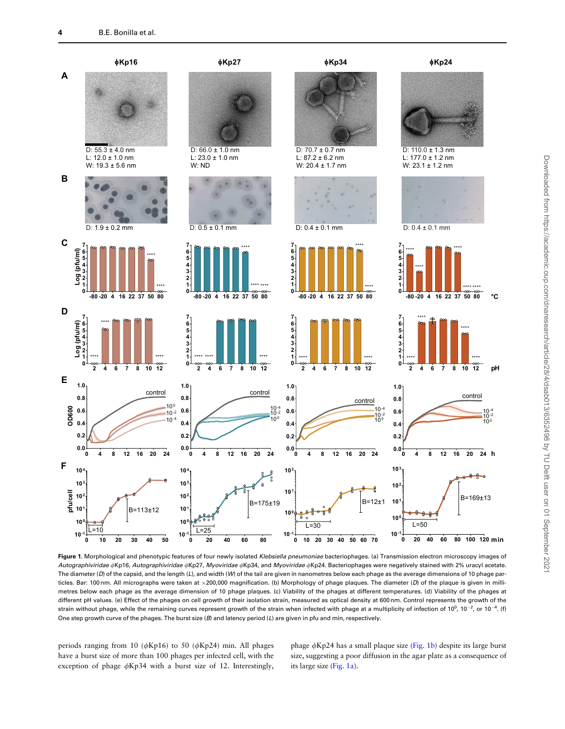ϕKp16

ϕKp27

ϕKp34

ϕKp24

A

D: 55.3 ± 4.0 nm
L: 12.0 ± 1.0 nm
W: 19.3 ± 5.6 nm

D: 66.0 ± 1.0 nm
L: 23.0 ± 1.0 nm
W: ND

D: 70.7 ± 0.7 nm
L: 87.2 ± 6.2 nm
W: 20.4 ± 1.7 nm

D: 110.0 ± 1.3 nm
L: 177.0 ± 1.2 nm
W: 23.1 ± 1.2 nm

B

D: 1.9 ± 0.2 mm

D: 0.5 ± 0.1 mm

D: 0.4 ± 0.1 mm

D: 0.4 ± 0.1 mm

C

Log (pfu/ml)

-80 -20 4 16 22 37 50 80 °C

D

Log (pfu/ml)

2 4 6 7 8 10 12 pH

E

OD600

control

$10^0$ $10^{-2}$ $10^{-4}$

0 4 8 12 16 20 24 h

F

pfu/cell

L=10 B=113±12

L=25 B=175±19

L=30 B=12±1

L=50 B=169±13

min

**Figure 1.** Morphological and phenotypic features of four newly isolated *Klebsiella pneumoniae* bacteriophages. (a) Transmission electron microscopy images of *Autographiviridae* ϕKp16, *Autographiviridae* ϕKp27, *Myoviridae* ϕKp34, and *Myoviridae* ϕKp24. Bacteriophages were negatively stained with 2% uracyl acetate. The diameter (*D*) of the capsid, and the length (*L*), and width (*W*) of the tail are given in nanometres below each phage as the average dimensions of 10 phage particles. Bar: 100 nm. All micrographs were taken at ×200,000 magnification. (b) Morphology of phage plaques. The diameter (*D*) of the plaque is given in millimetres below each phage as the average dimension of 10 phage plaques. (c) Viability of the phages at different temperatures. (d) Viability of the phages at different pH values. (e) Effect of the phages on cell growth of their isolation strain, measured as optical density at 600 nm. Control represents the growth of the strain without phage, while the remaining curves represent growth of the strain when infected with phage at a multiplicity of infection of $10^0$, $10^{-2}$, or $10^{-4}$. (f) One step growth curve of the phages. The burst size (*B*) and latency period (*L*) are given in pfu and min, respectively.

periods ranging from 10 (ϕKp16) to 50 (ϕKp24) min. All phages have a burst size of more than 100 phages per infected cell, with the exception of phage ϕKp34 with a burst size of 12. Interestingly, phage ϕKp24 has a small plaque size (Fig. 1b) despite its large burst size, suggesting a poor diffusion in the agar plate as a consequence of its large size (Fig. 1a).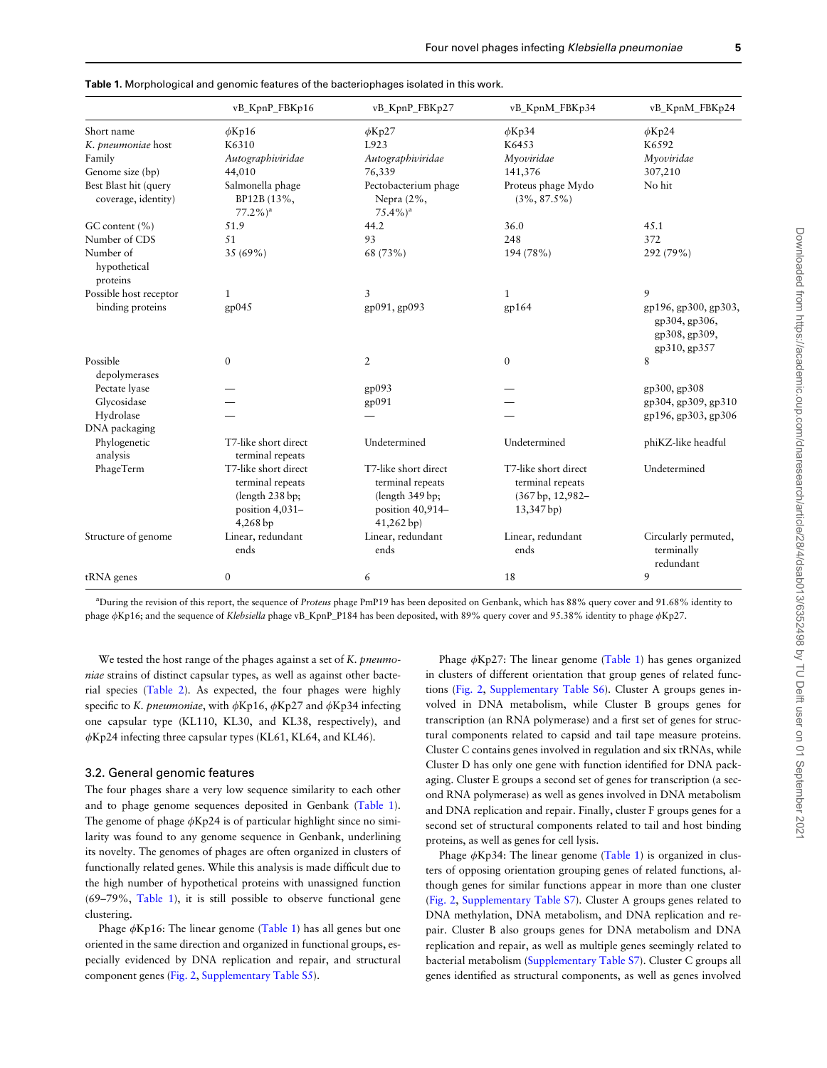**Table 1.** Morphological and genomic features of the bacteriophages isolated in this work.

| | vB_KpnP_FBKp16 | vB_KpnP_FBKp27 | vB_KpnM_FBKp34 | vB_KpnM_FBKp24 |
|---|---|---|---|---|
| Short name | $\phi$Kp16 | $\phi$Kp27 | $\phi$Kp34 | $\phi$Kp24 |
| *K. pneumoniae* host | K6310 | L923 | K6453 | K6592 |
| Family | *Autographiviridae* | *Autographiviridae* | *Myoviridae* | *Myoviridae* |
| Genome size (bp) | 44,010 | 76,339 | 141,376 | 307,210 |
| Best Blast hit (query coverage, identity) | Salmonella phage BP12B (13%, 77.2%)[a] | Pectobacterium phage Nepra (2%, 75.4%)[a] | Proteus phage Mydo (3%, 87.5%) | No hit |
| GC content (%) | 51.9 | 44.2 | 36.0 | 45.1 |
| Number of CDS | 51 | 93 | 248 | 372 |
| Number of hypothetical proteins | 35 (69%) | 68 (73%) | 194 (78%) | 292 (79%) |
| Possible host receptor binding proteins | 1 gp045 | 3 gp091, gp093 | 1 gp164 | 9 gp196, gp300, gp303, gp304, gp306, gp308, gp309, gp310, gp357 |
| Possible depolymerases | 0 | 2 | 0 | 8 |
| Pectate lyase | — | gp093 | — | gp300, gp308 |
| Glycosidase | — | gp091 | — | gp304, gp309, gp310 |
| Hydrolase | — | — | — | gp196, gp303, gp306 |
| DNA packaging | | | | |
| Phylogenetic analysis | T7-like short direct terminal repeats | Undetermined | Undetermined | phiKZ-like headful |
| PhageTerm | T7-like short direct terminal repeats (length 238 bp; position 4,031–4,268 bp | T7-like short direct terminal repeats (length 349 bp; position 40,914–41,262 bp) | T7-like short direct terminal repeats (367 bp, 12,982–13,347 bp) | Undetermined |
| Structure of genome | Linear, redundant ends | Linear, redundant ends | Linear, redundant ends | Circularly permuted, terminally redundant |
| tRNA genes | 0 | 6 | 18 | 9 |

[a]During the revision of this report, the sequence of *Proteus* phage PmP19 has been deposited on Genbank, which has 88% query cover and 91.68% identity to phage $\phi$Kp16; and the sequence of *Klebsiella* phage vB_KpnP_P184 has been deposited, with 89% query cover and 95.38% identity to phage $\phi$Kp27.

We tested the host range of the phages against a set of *K. pneumoniae* strains of distinct capsular types, as well as against other bacterial species (Table 2). As expected, the four phages were highly specific to *K. pneumoniae*, with $\phi$Kp16, $\phi$Kp27 and $\phi$Kp34 infecting one capsular type (KL110, KL30, and KL38, respectively), and $\phi$Kp24 infecting three capsular types (KL61, KL64, and KL46).

### 3.2. General genomic features

The four phages share a very low sequence similarity to each other and to phage genome sequences deposited in Genbank (Table 1). The genome of phage $\phi$Kp24 is of particular highlight since no similarity was found to any genome sequence in Genbank, underlining its novelty. The genomes of phages are often organized in clusters of functionally related genes. While this analysis is made difficult due to the high number of hypothetical proteins with unassigned function (69–79%, Table 1), it is still possible to observe functional gene clustering.

Phage $\phi$Kp16: The linear genome (Table 1) has all genes but one oriented in the same direction and organized in functional groups, especially evidenced by DNA replication and repair, and structural component genes (Fig. 2, Supplementary Table S5).

Phage $\phi$Kp27: The linear genome (Table 1) has genes organized in clusters of different orientation that group genes of related functions (Fig. 2, Supplementary Table S6). Cluster A groups genes involved in DNA metabolism, while Cluster B groups genes for transcription (an RNA polymerase) and a first set of genes for structural components related to capsid and tail tape measure proteins. Cluster C contains genes involved in regulation and six tRNAs, while Cluster D has only one gene with function identified for DNA packaging. Cluster E groups a second set of genes for transcription (a second RNA polymerase) as well as genes involved in DNA metabolism and DNA replication and repair. Finally, cluster F groups genes for a second set of structural components related to tail and host binding proteins, as well as genes for cell lysis.

Phage $\phi$Kp34: The linear genome (Table 1) is organized in clusters of opposing orientation grouping genes of related functions, although genes for similar functions appear in more than one cluster (Fig. 2, Supplementary Table S7). Cluster A groups genes related to DNA methylation, DNA metabolism, and DNA replication and repair. Cluster B also groups genes for DNA metabolism and DNA replication and repair, as well as multiple genes seemingly related to bacterial metabolism (Supplementary Table S7). Cluster C groups all genes identified as structural components, as well as genes involved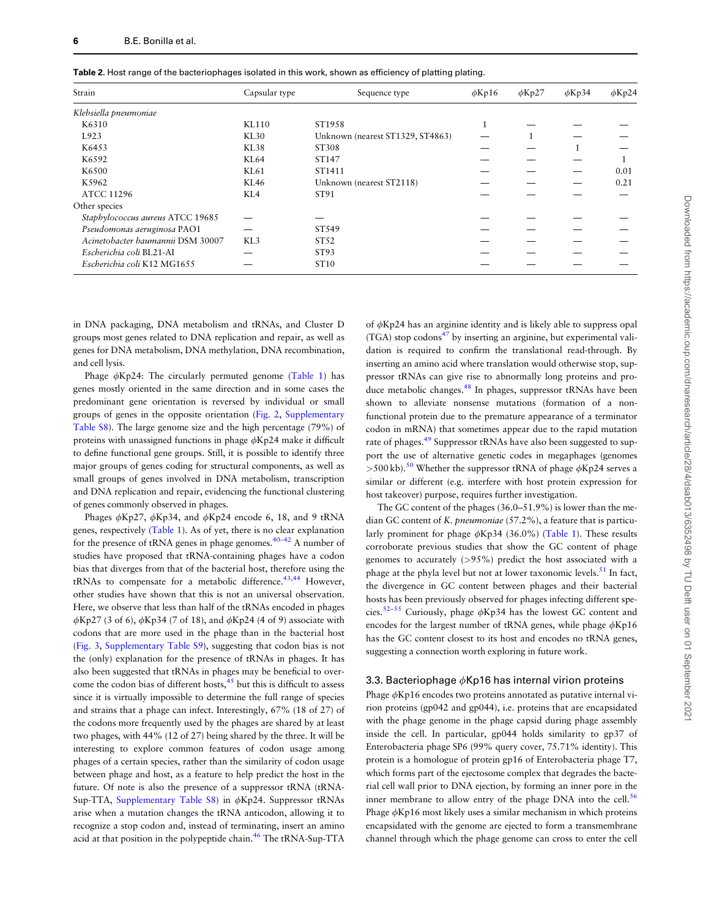Table 2. Host range of the bacteriophages isolated in this work, shown as efficiency of platting plating.

| Strain | Capsular type | Sequence type | $\phi$Kp16 | $\phi$Kp27 | $\phi$Kp34 | $\phi$Kp24 |
|---|---|---|---|---|---|---|
| *Klebsiella pneumoniae* | | | | | | |
| K6310 | KL110 | ST1958 | 1 | — | — | — |
| L923 | KL30 | Unknown (nearest ST1329, ST4863) | — | 1 | — | — |
| K6453 | KL38 | ST308 | — | — | 1 | — |
| K6592 | KL64 | ST147 | — | — | — | 1 |
| K6500 | KL61 | ST1411 | — | — | — | 0.01 |
| K5962 | KL46 | Unknown (nearest ST2118) | — | — | — | 0.21 |
| ATCC 11296 | KL4 | ST91 | — | — | — | — |
| Other species | | | | | | |
| *Staphylococcus aureus* ATCC 19685 | — | — | — | — | — | — |
| *Pseudomonas aeruginosa* PAO1 | — | ST549 | — | — | — | — |
| *Acinetobacter baumannii* DSM 30007 | KL3 | ST52 | — | — | — | — |
| *Escherichia coli* BL21-AI | — | ST93 | — | — | — | — |
| *Escherichia coli* K12 MG1655 | — | ST10 | — | — | — | — |

in DNA packaging, DNA metabolism and tRNAs, and Cluster D groups most genes related to DNA replication and repair, as well as genes for DNA metabolism, DNA methylation, DNA recombination, and cell lysis.

Phage $\phi$Kp24: The circularly permuted genome (Table 1) has genes mostly oriented in the same direction and in some cases the predominant gene orientation is reversed by individual or small groups of genes in the opposite orientation (Fig. 2, Supplementary Table S8). The large genome size and the high percentage (79%) of proteins with unassigned functions in phage $\phi$Kp24 make it difficult to define functional gene groups. Still, it is possible to identify three major groups of genes coding for structural components, as well as small groups of genes involved in DNA metabolism, transcription and DNA replication and repair, evidencing the functional clustering of genes commonly observed in phages.

Phages $\phi$Kp27, $\phi$Kp34, and $\phi$Kp24 encode 6, 18, and 9 tRNA genes, respectively (Table 1). As of yet, there is no clear explanation for the presence of tRNA genes in phage genomes.[40–42] A number of studies have proposed that tRNA-containing phages have a codon bias that diverges from that of the bacterial host, therefore using the tRNAs to compensate for a metabolic difference.[43,44] However, other studies have shown that this is not an universal observation. Here, we observe that less than half of the tRNAs encoded in phages $\phi$Kp27 (3 of 6), $\phi$Kp34 (7 of 18), and $\phi$Kp24 (4 of 9) associate with codons that are more used in the phage than in the bacterial host (Fig. 3, Supplementary Table S9), suggesting that codon bias is not the (only) explanation for the presence of tRNAs in phages. It has also been suggested that tRNAs in phages may be beneficial to overcome the codon bias of different hosts,[45] but this is difficult to assess since it is virtually impossible to determine the full range of species and strains that a phage can infect. Interestingly, 67% (18 of 27) of the codons more frequently used by the phages are shared by at least two phages, with 44% (12 of 27) being shared by the three. It will be interesting to explore common features of codon usage among phages of a certain species, rather than the similarity of codon usage between phage and host, as a feature to help predict the host in the future. Of note is also the presence of a suppressor tRNA (tRNA-Sup-TTA, Supplementary Table S8) in $\phi$Kp24. Suppressor tRNAs arise when a mutation changes the tRNA anticodon, allowing it to recognize a stop codon and, instead of terminating, insert an amino acid at that position in the polypeptide chain.[46] The tRNA-Sup-TTA of $\phi$Kp24 has an arginine identity and is likely able to suppress opal (TGA) stop codons[47] by inserting an arginine, but experimental validation is required to confirm the translational read-through. By inserting an amino acid where translation would otherwise stop, suppressor tRNAs can give rise to abnormally long proteins and produce metabolic changes.[48] In phages, suppressor tRNAs have been shown to alleviate nonsense mutations (formation of a non-functional protein due to the premature appearance of a terminator codon in mRNA) that sometimes appear due to the rapid mutation rate of phages.[49] Suppressor tRNAs have also been suggested to support the use of alternative genetic codes in megaphages (genomes >500 kb).[50] Whether the suppressor tRNA of phage $\phi$Kp24 serves a similar or different (e.g. interfere with host protein expression for host takeover) purpose, requires further investigation.

The GC content of the phages (36.0–51.9%) is lower than the median GC content of *K. pneumoniae* (57.2%), a feature that is particularly prominent for phage $\phi$Kp34 (36.0%) (Table 1). These results corroborate previous studies that show the GC content of phage genomes to accurately (>95%) predict the host associated with a phage at the phyla level but not at lower taxonomic levels.[51] In fact, the divergence in GC content between phages and their bacterial hosts has been previously observed for phages infecting different species.[52–55] Curiously, phage $\phi$Kp34 has the lowest GC content and encodes for the largest number of tRNA genes, while phage $\phi$Kp16 has the GC content closest to its host and encodes no tRNA genes, suggesting a connection worth exploring in future work.

### 3.3. Bacteriophage $\phi$Kp16 has internal virion proteins

Phage $\phi$Kp16 encodes two proteins annotated as putative internal virion proteins (gp042 and gp044), i.e. proteins that are encapsidated with the phage genome in the phage capsid during phage assembly inside the cell. In particular, gp044 holds similarity to gp37 of Enterobacteria phage SP6 (99% query cover, 75.71% identity). This protein is a homologue of protein gp16 of Enterobacteria phage T7, which forms part of the ejectosome complex that degrades the bacterial cell wall prior to DNA ejection, by forming an inner pore in the inner membrane to allow entry of the phage DNA into the cell.[56] Phage $\phi$Kp16 most likely uses a similar mechanism in which proteins encapsidated with the genome are ejected to form a transmembrane channel through which the phage genome can cross to enter the cell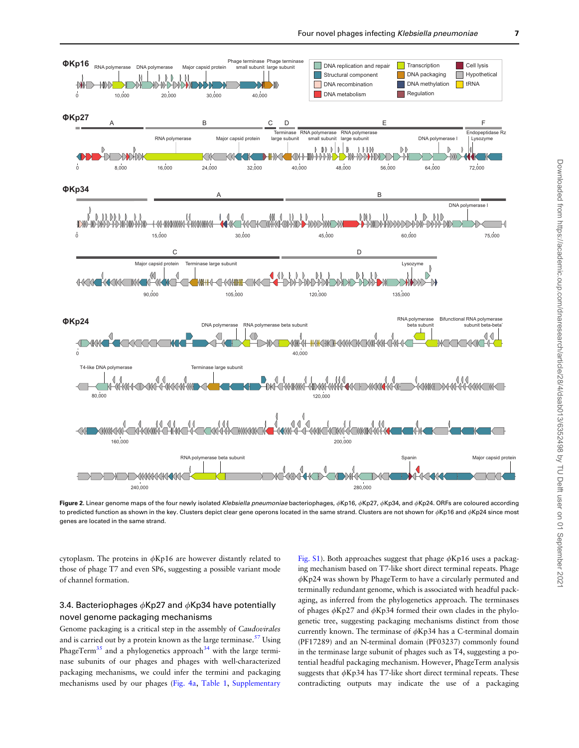ΦKp16

RNA polymerase DNA polymerase Major capsid protein Phage terminase small subunit Phage terminase large subunit

0 10,000 20,000 30,000 40,000

DNA replication and repair
Structural component
DNA recombination
DNA metabolism
Transcription
DNA packaging
DNA methylation
Regulation
Cell lysis
Hypothetical
tRNA

ΦKp27

A B C D E F

RNA polymerase Major capsid protein Terminase large subunit RNA polymerase small subunit RNA polymerase large subunit DNA polymerase I Endopeptidase Rz Lysozyme

0 8,000 16,000 24,000 32,000 40,000 48,000 56,000 64,000 72,000

ΦKp34

A B

DNA polymerase I

0 15,000 30,000 45,000 60,000 75,000

C D

Major capsid protein Terminase large subunit Lysozyme

90,000 105,000 120,000 135,000

ΦKp24

DNA polymerase RNA polymerase beta subunit RNA polymerase beta subunit Bifunctional RNA polymerase subunit beta-beta'

0 40,000

T4-like DNA polymerase Terminase large subunit

80,000 120,000

160,000 200,000

RNA polymerase beta subunit Spanin Major capsid protein

240,000 280,000

**Figure 2.** Linear genome maps of the four newly isolated *Klebsiella pneumoniae* bacteriophages, ϕKp16, ϕKp27, ϕKp34, and ϕKp24. ORFs are coloured according to predicted function as shown in the key. Clusters depict clear gene operons located in the same strand. Clusters are not shown for ϕKp16 and ϕKp24 since most genes are located in the same strand.

cytoplasm. The proteins in ϕKp16 are however distantly related to those of phage T7 and even SP6, suggesting a possible variant mode of channel formation.

## 3.4. Bacteriophages ϕKp27 and ϕKp34 have potentially novel genome packaging mechanisms

Genome packaging is a critical step in the assembly of *Caudovirales* and is carried out by a protein known as the large terminase.[57] Using PhageTerm[35] and a phylogenetics approach[34] with the large terminase subunits of our phages and phages with well-characterized packaging mechanisms, we could infer the termini and packaging mechanisms used by our phages (Fig. 4a, Table 1, Supplementary Fig. S1). Both approaches suggest that phage ϕKp16 uses a packaging mechanism based on T7-like short direct terminal repeats. Phage ϕKp24 was shown by PhageTerm to have a circularly permuted and terminally redundant genome, which is associated with headful packaging, as inferred from the phylogenetics approach. The terminases of phages ϕKp27 and ϕKp34 formed their own clades in the phylogenetic tree, suggesting packaging mechanisms distinct from those currently known. The terminase of ϕKp34 has a C-terminal domain (PF17289) and an N-terminal domain (PF03237) commonly found in the terminase large subunit of phages such as T4, suggesting a potential headful packaging mechanism. However, PhageTerm analysis suggests that ϕKp34 has T7-like short direct terminal repeats. These contradicting outputs may indicate the use of a packaging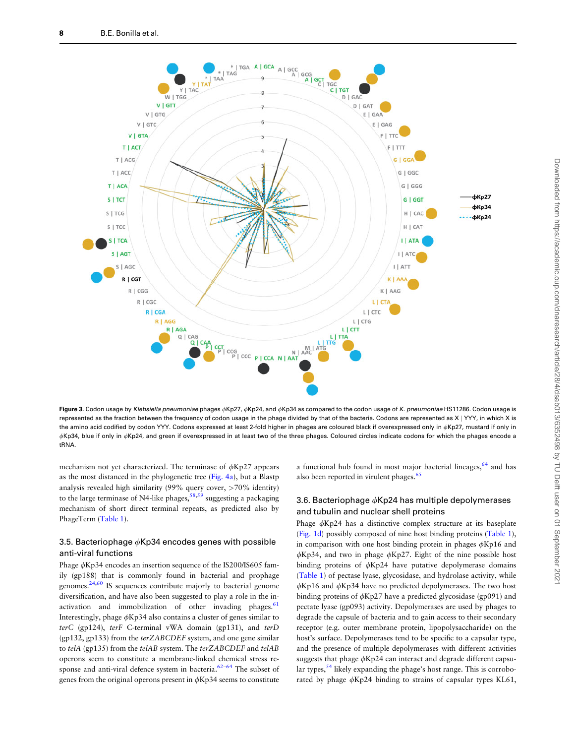*| TGA
A | GCA
A | GCC
A | GCG
A | GCT
C | TGC
C | TGT
D | GAC
D | GAT
E | GAA
E | GAG
F | TTC
F | TTT
G | GGA
G | GGC
G | GGG
G | GGT
H | CAC
H | CAT
I | ATA
I | ATC
I | ATT
K | AAA
K | AAG
L | CTA
L | CTC
L | CTG
L | CTT
L | TTA
L | TTG
M | ATG
N | AAC
N | AAT
P | CCA
P | CCC
P | CCG
P | CCT
Q | CAA
Q | CAG
R | AGA
R | AGG
R | CGA
R | CGC
R | CGG
R | CGT
S | AGC
S | AGT
S | TCA
S | TCC
S | TCG
S | TCT
T | ACA
T | ACC
T | ACG
T | ACT
V | GTA
V | GTC
V | GTG
V | GTT
W | TGG
Y | TAC
Y | TAT
*| TAA
*| TAG

9
8
7
6
5
4
3
2

ϕKp27
ϕKp34
ϕKp24

**Figure 3.** Codon usage by *Klebsiella pneumoniae* phages ϕKp27, ϕKp24, and ϕKp34 as compared to the codon usage of *K. pneumoniae* HS11286. Codon usage is represented as the fraction between the frequency of codon usage in the phage divided by that of the bacteria. Codons are represented as X | YYY, in which X is the amino acid codified by codon YYY. Codons expressed at least 2-fold higher in phages are coloured black if overexpressed only in ϕKp27, mustard if only in ϕKp34, blue if only in ϕKp24, and green if overexpressed in at least two of the three phages. Coloured circles indicate codons for which the phages encode a tRNA.

mechanism not yet characterized. The terminase of ϕKp27 appears as the most distanced in the phylogenetic tree (Fig. 4a), but a Blastp analysis revealed high similarity (99% query cover, >70% identity) to the large terminase of N4-like phages,[58,59] suggesting a packaging mechanism of short direct terminal repeats, as predicted also by PhageTerm (Table 1).

### 3.5. Bacteriophage ϕKp34 encodes genes with possible anti-viral functions

Phage ϕKp34 encodes an insertion sequence of the IS200/IS605 family (gp188) that is commonly found in bacterial and prophage genomes.[24,60] IS sequences contribute majorly to bacterial genome diversification, and have also been suggested to play a role in the inactivation and immobilization of other invading phages.[61] Interestingly, phage ϕKp34 also contains a cluster of genes similar to *terC* (gp124), *terF* C-terminal vWA domain (gp131), and *terD* (gp132, gp133) from the *terZABCDEF* system, and one gene similar to *telA* (gp135) from the *telAB* system. The *terZABCDEF* and *telAB* operons seem to constitute a membrane-linked chemical stress response and anti-viral defence system in bacteria.[62–64] The subset of genes from the original operons present in ϕKp34 seems to constitute a functional hub found in most major bacterial lineages,[64] and has also been reported in virulent phages.[65]

### 3.6. Bacteriophage ϕKp24 has multiple depolymerases and tubulin and nuclear shell proteins

Phage ϕKp24 has a distinctive complex structure at its baseplate (Fig. 1d) possibly composed of nine host binding proteins (Table 1), in comparison with one host binding protein in phages ϕKp16 and ϕKp34, and two in phage ϕKp27. Eight of the nine possible host binding proteins of ϕKp24 have putative depolymerase domains (Table 1) of pectase lyase, glycosidase, and hydrolase activity, while ϕKp16 and ϕKp34 have no predicted depolymerases. The two host binding proteins of ϕKp27 have a predicted glycosidase (gp091) and pectate lyase (gp093) activity. Depolymerases are used by phages to degrade the capsule of bacteria and to gain access to their secondary receptor (e.g. outer membrane protein, lipopolysaccharide) on the host's surface. Depolymerases tend to be specific to a capsular type, and the presence of multiple depolymerases with different activities suggests that phage ϕKp24 can interact and degrade different capsular types,[54] likely expanding the phage's host range. This is corroborated by phage ϕKp24 binding to strains of capsular types KL61,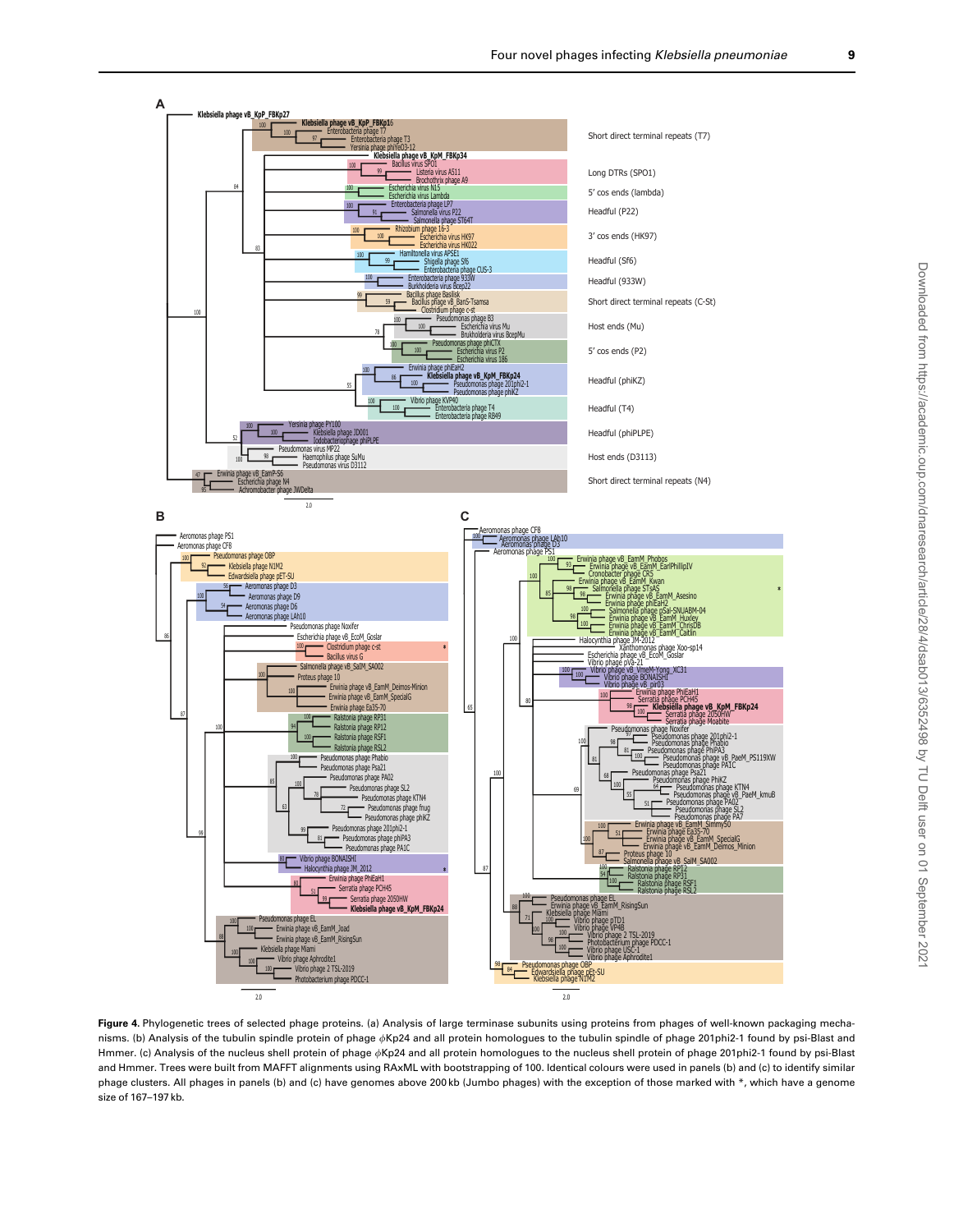A

Klebsiella phage vB_KpP_FBKp27
Klebsiella phage vB_KpP_FBKp16
Enterobacteria phage T7
Enterobacteria phage T3
Yersinia phage phiYeO3-12
Klebsiella phage vB_KpM_FBKp34
Bacillus virus SPO1
Listeria virus A511
Brochothrix phage A9
Escherichia virus N15
Escherichia virus Lambda
Enterobacteria phage LP7
Salmonella virus P22
Salmonella phage ST64T
Rhizobium phage 16-3
Escherichia virus HK97
Escherichia virus HK022
Hamiltonella virus APSE1
Shigella phage Sf6
Enterobacteria phage CUS-3
Enterobacteria phage 933W
Burkholderia virus Bcep22
Bacillus phage Basilisk
Bacillus phage vB_BanS-Tsamsa
Clostridium phage c-st
Pseudomonas phage B3
Escherichia virus Mu
Burkholderia virus BcepMu
Pseudomonas phage phiCTX
Escherichia virus P2
Escherichia virus 186
Erwinia phage phiEaH2
Klebsiella phage vB_KpM_FBKp24
Pseudomonas phage 201phi2-1
Pseudomonas phage phiKZ
Vibrio phage KVP40
Enterobacteria phage T4
Enterobacteria phage RB49
Yersinia phage PY100
Klebsiella phage JD001
Iodobacteriophage phiPLPE
Pseudomonas virus MP22
Haemophilus phage SuMu
Pseudomonas virus D3112
Erwinia phage vB_EamP-S6
Escherichia phage N4
Achromobacter phage JWDelta

Short direct terminal repeats (T7)
Long DTRs (SPO1)
5′ cos ends (lambda)
Headful (P22)
3′ cos ends (HK97)
Headful (Sf6)
Headful (933W)
Short direct terminal repeats (C-St)
Host ends (Mu)
5′ cos ends (P2)
Headful (phiKZ)
Headful (T4)
Headful (phiPLPE)
Host ends (D3113)
Short direct terminal repeats (N4)

2.0

B

Aeromonas phage PS1
Aeromonas phage CF8
Pseudomonas phage OBP
Klebsiella phage N1M2
Edwardsiella phage pET-SU
Aeromonas phage D3
Aeromonas phage D9
Aeromonas phage D6
Aeromonas phage LAh10
Pseudomonas phage Noxifer
Escherichia phage vB_EcoM_Goslar
Clostridium phage c-st *
Bacillus virus G
Salmonella phage vB_SalM_SA002
Proteus phage 10
Erwinia phage vB_EamM_Deimos-Minion
Erwinia phage vB_EamM_SpecialG
Erwinia phage Ea35-70
Ralstonia phage RP31
Ralstonia phage RP12
Ralstonia phage RSF1
Ralstonia phage RSL2
Pseudomonas phage Phabio
Pseudomonas phage Psa21
Pseudomonas phage PA02
Pseudomonas phage SL2
Pseudomonas phage KTN4
Pseudomonas phage fnug
Pseudomonas phage phiKZ
Pseudomonas phage 201phi2-1
Pseudomonas phage phiPA3
Pseudomonas phage PA1C
Vibrio phage BONAISHI
Halocynthia phage JM_2012 *
Erwinia phage PhiEaH1
Serratia phage PCH45
Serratia phage 2050HW
Klebsiella phage vB_KpM_FBKp24
Pseudomonas phage EL
Erwinia phage vB_EamM_Joad
Erwinia phage vB_EamM_RisingSun
Klebsiella phage Miami
Vibrio phage Aphrodite1
Vibrio phage 2 TSL-2019
Photobacterium phage PDCC-1

2.0

C

Aeromonas phage CF8
Aeromonas phage LAh10
Aeromonas phage D3
Aeromonas phage PS1
Erwinia phage vB_EamM_Phobos
Erwinia phage vB_EamM_EarlPhillipIV
Cronobacter phage CR5
Erwinia phage vB_EamM_Kwan
Salmonella phage STsAS
Erwinia phage vB_EamM_Asesino
Erwinia phage phiEaH2
Salmonella phage pSal-SNUABM-04
Erwinia phage vB_EamM_Huxley
Erwinia phage vB_EamM_ChrisDB
Erwinia phage vB_EamM_Caitlin
Halocynthia phage JM-2012
Xanthomonas phage Xoo-sp14
Escherichia phage vB_EcoM_Goslar
Vibrio phage pVa-21
Vibrio phage vB_VmeM-Yong_XC31
Vibrio phage BONAISHI
Vibrio phage vB_pir03
Erwinia phage PhiEaH1
Serratia phage PCH45
Klebsiella phage vB_KpM_FBKp24
Serratia phage 2050HW
Serratia phage Moabite
Pseudomonas phage Noxifer
Pseudomonas phage 201phi2-1
Pseudomonas phage Phabio
Pseudomonas phage PhiPA3
Pseudomonas phage vB_PaeM_PS119XW
Pseudomonas phage PA1C
Pseudomonas phage Psa21
Pseudomonas phage PhiKZ
Pseudomonas phage KTN4
Pseudomonas phage vB_PaeM_kmuB
Pseudomonas phage PA02
Pseudomonas phage SL2
Pseudomonas phage PA7
Erwinia phage vB_EamM_Simmy50
Erwinia phage Ea35-70
Erwinia phage vB_EamM_SpecialG
Erwinia phage vB_EamM_Deimos_Minion
Proteus phage 10
Salmonella phage vB_SalM_SA002
Ralstonia phage RP12
Ralstonia phage RP31
Ralstonia phage RSF1
Ralstonia phage RSL2
Pseudomonas phage EL
Erwinia phage vB_EamM_RisingSun
Klebsiella phage Miami
Vibrio phage pTD1
Vibrio phage VP4B
Vibrio phage 2 TSL-2019
Photobacterium phage PDCC-1
Vibrio phage USC-1
Vibrio phage Aphrodite1
Pseudomonas phage OBP
Edwardsiella phage pEt-SU
Klebsiella phage N1M2

2.0

**Figure 4.** Phylogenetic trees of selected phage proteins. (a) Analysis of large terminase subunits using proteins from phages of well-known packaging mechanisms. (b) Analysis of the tubulin spindle protein of phage ϕKp24 and all protein homologues to the tubulin spindle of phage 201phi2-1 found by psi-Blast and Hmmer. (c) Analysis of the nucleus shell protein of phage ϕKp24 and all protein homologues to the nucleus shell protein of phage 201phi2-1 found by psi-Blast and Hmmer. Trees were built from MAFFT alignments using RAxML with bootstrapping of 100. Identical colours were used in panels (b) and (c) to identify similar phage clusters. All phages in panels (b) and (c) have genomes above 200 kb (Jumbo phages) with the exception of those marked with *, which have a genome size of 167–197 kb.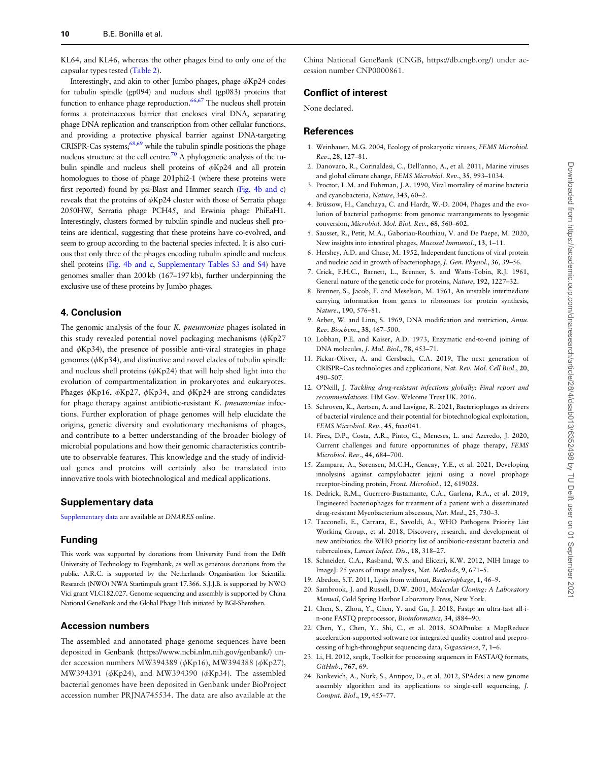KL64, and KL46, whereas the other phages bind to only one of the capsular types tested (Table 2).

Interestingly, and akin to other Jumbo phages, phage ϕKp24 codes for tubulin spindle (gp094) and nucleus shell (gp083) proteins that function to enhance phage reproduction.[66,67] The nucleus shell protein forms a proteinaceous barrier that encloses viral DNA, separating phage DNA replication and transcription from other cellular functions, and providing a protective physical barrier against DNA-targeting CRISPR-Cas systems;[68,69] while the tubulin spindle positions the phage nucleus structure at the cell centre.[70] A phylogenetic analysis of the tubulin spindle and nucleus shell proteins of ϕKp24 and all protein homologues to those of phage 201phi2-1 (where these proteins were first reported) found by psi-Blast and Hmmer search (Fig. 4b and c) reveals that the proteins of ϕKp24 cluster with those of Serratia phage 2050HW, Serratia phage PCH45, and Erwinia phage PhiEaH1. Interestingly, clusters formed by tubulin spindle and nucleus shell proteins are identical, suggesting that these proteins have co-evolved, and seem to group according to the bacterial species infected. It is also curious that only three of the phages encoding tubulin spindle and nucleus shell proteins (Fig. 4b and c, Supplementary Tables S3 and S4) have genomes smaller than 200 kb (167–197 kb), further underpinning the exclusive use of these proteins by Jumbo phages.

## 4. Conclusion

The genomic analysis of the four *K. pneumoniae* phages isolated in this study revealed potential novel packaging mechanisms (ϕKp27 and ϕKp34), the presence of possible anti-viral strategies in phage genomes (ϕKp34), and distinctive and novel clades of tubulin spindle and nucleus shell proteins (ϕKp24) that will help shed light into the evolution of compartmentalization in prokaryotes and eukaryotes. Phages ϕKp16, ϕKp27, ϕKp34, and ϕKp24 are strong candidates for phage therapy against antibiotic-resistant *K. pneumoniae* infections. Further exploration of phage genomes will help elucidate the origins, genetic diversity and evolutionary mechanisms of phages, and contribute to a better understanding of the broader biology of microbial populations and how their genomic characteristics contribute to observable features. This knowledge and the study of individual genes and proteins will certainly also be translated into innovative tools with biotechnological and medical applications.

## Supplementary data

Supplementary data are available at *DNARES* online.

## Funding

This work was supported by donations from University Fund from the Delft University of Technology to Fagenbank, as well as generous donations from the public. A.R.C. is supported by the Netherlands Organisation for Scientific Research (NWO) NWA Startimpuls grant 17.366. S.J.J.B. is supported by NWO Vici grant VI.C182.027. Genome sequencing and assembly is supported by China National GeneBank and the Global Phage Hub initiated by BGI-Shenzhen.

## Accession numbers

The assembled and annotated phage genome sequences have been deposited in Genbank (https://www.ncbi.nlm.nih.gov/genbank/) under accession numbers MW394389 (ϕKp16), MW394388 (ϕKp27), MW394391 (ϕKp24), and MW394390 (ϕKp34). The assembled bacterial genomes have been deposited in Genbank under BioProject accession number PRJNA745534. The data are also available at the China National GeneBank (CNGB, https://db.cngb.org/) under accession number CNP0000861.

## Conflict of interest

None declared.

## References

1. Weinbauer, M.G. 2004, Ecology of prokaryotic viruses, *FEMS Microbiol. Rev*., **28**, 127–81.
2. Danovaro, R., Corinaldesi, C., Dell'anno, A., et al. 2011, Marine viruses and global climate change, *FEMS Microbiol. Rev*., **35**, 993–1034.
3. Proctor, L.M. and Fuhrman, J.A. 1990, Viral mortality of marine bacteria and cyanobacteria, *Nature*, **343**, 60–2.
4. Brüssow, H., Canchaya, C. and Hardt, W.-D. 2004, Phages and the evolution of bacterial pathogens: from genomic rearrangements to lysogenic conversion, *Microbiol. Mol. Biol. Rev*., **68**, 560–602.
5. Sausset, R., Petit, M.A., Gaboriau-Routhiau, V. and De Paepe, M. 2020, New insights into intestinal phages, *Mucosal Immunol*., **13**, 1–11.
6. Hershey, A.D. and Chase, M. 1952, Independent functions of viral protein and nucleic acid in growth of bacteriophage, *J. Gen. Physiol*., **36**, 39–56.
7. Crick, F.H.C., Barnett, L., Brenner, S. and Watts-Tobin, R.J. 1961, General nature of the genetic code for proteins, *Nature*, **192**, 1227–32.
8. Brenner, S., Jacob, F. and Meselson, M. 1961, An unstable intermediate carrying information from genes to ribosomes for protein synthesis, *Nature*., **190**, 576–81.
9. Arber, W. and Linn, S. 1969, DNA modification and restriction, *Annu. Rev. Biochem*., **38**, 467–500.
10. Lobban, P.E. and Kaiser, A.D. 1973, Enzymatic end-to-end joining of DNA molecules, *J. Mol. Biol*., **78**, 453–71.
11. Pickar-Oliver, A. and Gersbach, C.A. 2019, The next generation of CRISPR–Cas technologies and applications, *Nat. Rev. Mol. Cell Biol*., **20**, 490–507.
12. O'Neill, J. *Tackling drug-resistant infections globally: Final report and recommendations*. HM Gov. Welcome Trust UK. 2016.
13. Schroven, K., Aertsen, A. and Lavigne, R. 2021, Bacteriophages as drivers of bacterial virulence and their potential for biotechnological exploitation, *FEMS Microbiol. Rev*., **45**, fuaa041.
14. Pires, D.P., Costa, A.R., Pinto, G., Meneses, L. and Azeredo, J. 2020, Current challenges and future opportunities of phage therapy, *FEMS Microbiol. Rev*., **44**, 684–700.
15. Zampara, A., Sørensen, M.C.H., Gencay, Y.E., et al. 2021, Developing innolysins against campylobacter jejuni using a novel prophage receptor-binding protein, *Front. Microbiol*., **12**, 619028.
16. Dedrick, R.M., Guerrero-Bustamante, C.A., Garlena, R.A., et al. 2019, Engineered bacteriophages for treatment of a patient with a disseminated drug-resistant Mycobacterium abscessus, *Nat. Med*., **25**, 730–3.
17. Tacconelli, E., Carrara, E., Savoldi, A., WHO Pathogens Priority List Working Group., et al. 2018, Discovery, research, and development of new antibiotics: the WHO priority list of antibiotic-resistant bacteria and tuberculosis, *Lancet Infect. Dis*., **18**, 318–27.
18. Schneider, C.A., Rasband, W.S. and Eliceiri, K.W. 2012, NIH Image to ImageJ: 25 years of image analysis, *Nat. Methods*, **9**, 671–5.
19. Abedon, S.T. 2011, Lysis from without, *Bacteriophage*, **1**, 46–9.
20. Sambrook, J. and Russell, D.W. 2001, *Molecular Cloning: A Laboratory Manual*, Cold Spring Harbor Laboratory Press, New York.
21. Chen, S., Zhou, Y., Chen, Y. and Gu, J. 2018, Fastp: an ultra-fast all-in-one FASTQ preprocessor, *Bioinformatics*, **34**, i884–90.
22. Chen, Y., Chen, Y., Shi, C., et al. 2018, SOAPnuke: a MapReduce acceleration-supported software for integrated quality control and preprocessing of high-throughput sequencing data, *Gigascience*, **7**, 1–6.
23. Li, H. 2012, seqtk, Toolkit for processing sequences in FASTA/Q formats, *GitHub*., **767**, 69.
24. Bankevich, A., Nurk, S., Antipov, D., et al. 2012, SPAdes: a new genome assembly algorithm and its applications to single-cell sequencing, *J. Comput. Biol*., **19**, 455–77.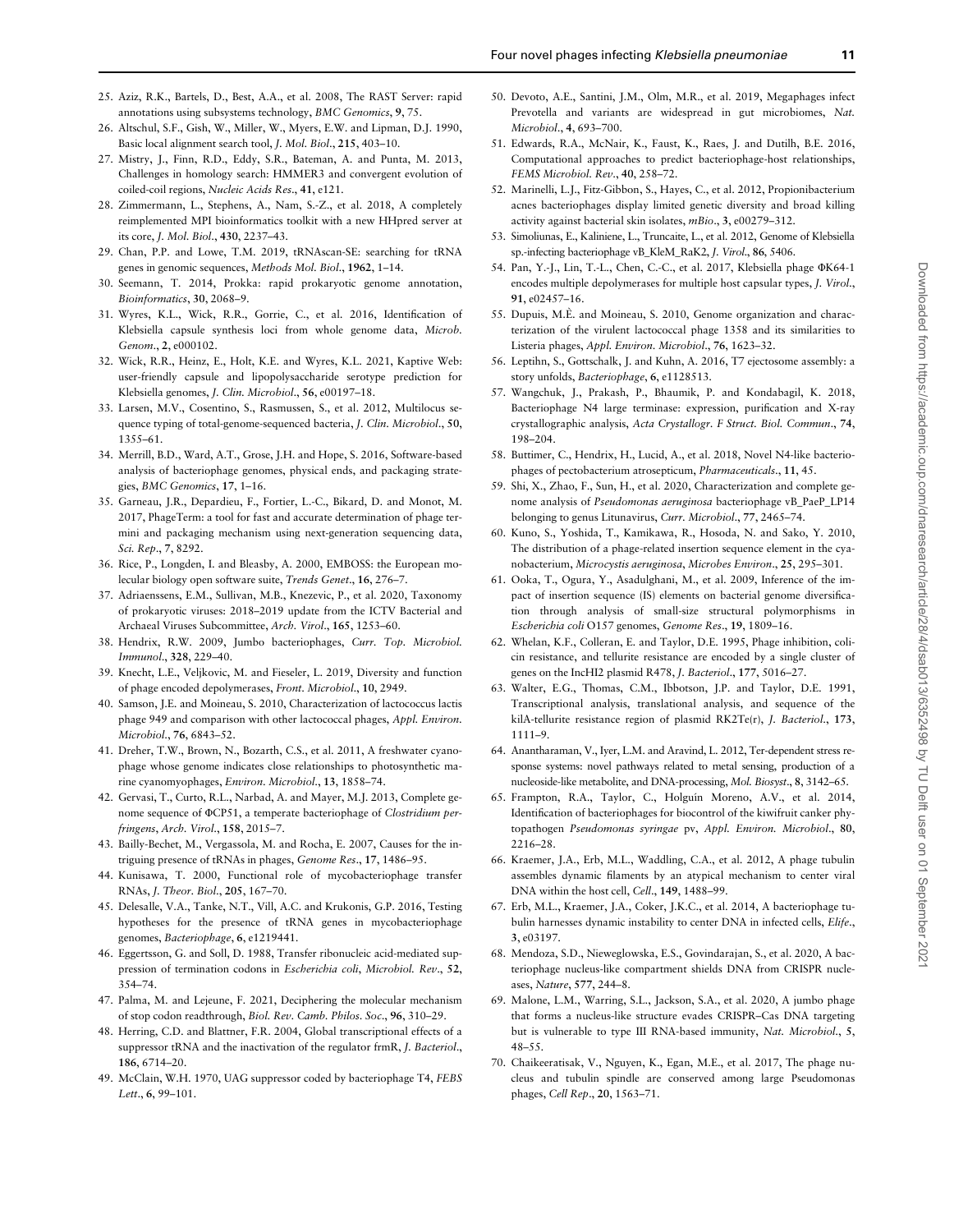25. Aziz, R.K., Bartels, D., Best, A.A., et al. 2008, The RAST Server: rapid annotations using subsystems technology, *BMC Genomics*, **9**, 75.
26. Altschul, S.F., Gish, W., Miller, W., Myers, E.W. and Lipman, D.J. 1990, Basic local alignment search tool, *J. Mol. Biol*., **215**, 403–10.
27. Mistry, J., Finn, R.D., Eddy, S.R., Bateman, A. and Punta, M. 2013, Challenges in homology search: HMMER3 and convergent evolution of coiled-coil regions, *Nucleic Acids Res*., **41**, e121.
28. Zimmermann, L., Stephens, A., Nam, S.-Z., et al. 2018, A completely reimplemented MPI bioinformatics toolkit with a new HHpred server at its core, *J. Mol. Biol*., **430**, 2237–43.
29. Chan, P.P. and Lowe, T.M. 2019, tRNAscan-SE: searching for tRNA genes in genomic sequences, *Methods Mol. Biol*., **1962**, 1–14.
30. Seemann, T. 2014, Prokka: rapid prokaryotic genome annotation, *Bioinformatics*, **30**, 2068–9.
31. Wyres, K.L., Wick, R.R., Gorrie, C., et al. 2016, Identification of Klebsiella capsule synthesis loci from whole genome data, *Microb. Genom*., **2**, e000102.
32. Wick, R.R., Heinz, E., Holt, K.E. and Wyres, K.L. 2021, Kaptive Web: user-friendly capsule and lipopolysaccharide serotype prediction for Klebsiella genomes, *J. Clin. Microbiol*., **56**, e00197–18.
33. Larsen, M.V., Cosentino, S., Rasmussen, S., et al. 2012, Multilocus sequence typing of total-genome-sequenced bacteria, *J. Clin. Microbiol*., **50**, 1355–61.
34. Merrill, B.D., Ward, A.T., Grose, J.H. and Hope, S. 2016, Software-based analysis of bacteriophage genomes, physical ends, and packaging strategies, *BMC Genomics*, **17**, 1–16.
35. Garneau, J.R., Depardieu, F., Fortier, L.-C., Bikard, D. and Monot, M. 2017, PhageTerm: a tool for fast and accurate determination of phage termini and packaging mechanism using next-generation sequencing data, *Sci. Rep*., **7**, 8292.
36. Rice, P., Longden, I. and Bleasby, A. 2000, EMBOSS: the European molecular biology open software suite, *Trends Genet*., **16**, 276–7.
37. Adriaenssens, E.M., Sullivan, M.B., Knezevic, P., et al. 2020, Taxonomy of prokaryotic viruses: 2018–2019 update from the ICTV Bacterial and Archaeal Viruses Subcommittee, *Arch. Virol*., **165**, 1253–60.
38. Hendrix, R.W. 2009, Jumbo bacteriophages, *Curr. Top. Microbiol. Immunol*., **328**, 229–40.
39. Knecht, L.E., Veljkovic, M. and Fieseler, L. 2019, Diversity and function of phage encoded depolymerases, *Front. Microbiol*., **10**, 2949.
40. Samson, J.E. and Moineau, S. 2010, Characterization of lactococcus lactis phage 949 and comparison with other lactococcal phages, *Appl. Environ. Microbiol*., **76**, 6843–52.
41. Dreher, T.W., Brown, N., Bozarth, C.S., et al. 2011, A freshwater cyanophage whose genome indicates close relationships to photosynthetic marine cyanomyophages, *Environ. Microbiol*., **13**, 1858–74.
42. Gervasi, T., Curto, R.L., Narbad, A. and Mayer, M.J. 2013, Complete genome sequence of ΦCP51, a temperate bacteriophage of *Clostridium perfringens*, *Arch. Virol*., **158**, 2015–7.
43. Bailly-Bechet, M., Vergassola, M. and Rocha, E. 2007, Causes for the intriguing presence of tRNAs in phages, *Genome Res*., **17**, 1486–95.
44. Kunisawa, T. 2000, Functional role of mycobacteriophage transfer RNAs, *J. Theor. Biol*., **205**, 167–70.
45. Delesalle, V.A., Tanke, N.T., Vill, A.C. and Krukonis, G.P. 2016, Testing hypotheses for the presence of tRNA genes in mycobacteriophage genomes, *Bacteriophage*, **6**, e1219441.
46. Eggertsson, G. and Soll, D. 1988, Transfer ribonucleic acid-mediated suppression of termination codons in *Escherichia coli*, *Microbiol. Rev*., **52**, 354–74.
47. Palma, M. and Lejeune, F. 2021, Deciphering the molecular mechanism of stop codon readthrough, *Biol. Rev. Camb. Philos. Soc*., **96**, 310–29.
48. Herring, C.D. and Blattner, F.R. 2004, Global transcriptional effects of a suppressor tRNA and the inactivation of the regulator frmR, *J. Bacteriol*., **186**, 6714–20.
49. McClain, W.H. 1970, UAG suppressor coded by bacteriophage T4, *FEBS Lett*., **6**, 99–101.
50. Devoto, A.E., Santini, J.M., Olm, M.R., et al. 2019, Megaphages infect Prevotella and variants are widespread in gut microbiomes, *Nat. Microbiol*., **4**, 693–700.
51. Edwards, R.A., McNair, K., Faust, K., Raes, J. and Dutilh, B.E. 2016, Computational approaches to predict bacteriophage-host relationships, *FEMS Microbiol. Rev*., **40**, 258–72.
52. Marinelli, L.J., Fitz-Gibbon, S., Hayes, C., et al. 2012, Propionibacterium acnes bacteriophages display limited genetic diversity and broad killing activity against bacterial skin isolates, *mBio*., **3**, e00279–312.
53. Simoliunas, E., Kaliniene, L., Truncaite, L., et al. 2012, Genome of Klebsiella sp.-infecting bacteriophage vB_KleM_RaK2, *J. Virol*., **86**, 5406.
54. Pan, Y.-J., Lin, T.-L., Chen, C.-C., et al. 2017, Klebsiella phage ΦK64-1 encodes multiple depolymerases for multiple host capsular types, *J. Virol*., **91**, e02457–16.
55. Dupuis, M.È. and Moineau, S. 2010, Genome organization and characterization of the virulent lactococcal phage 1358 and its similarities to Listeria phages, *Appl. Environ. Microbiol*., **76**, 1623–32.
56. Leptihn, S., Gottschalk, J. and Kuhn, A. 2016, T7 ejectosome assembly: a story unfolds, *Bacteriophage*, **6**, e1128513.
57. Wangchuk, J., Prakash, P., Bhaumik, P. and Kondabagil, K. 2018, Bacteriophage N4 large terminase: expression, purification and X-ray crystallographic analysis, *Acta Crystallogr. F Struct. Biol. Commun*., **74**, 198–204.
58. Buttimer, C., Hendrix, H., Lucid, A., et al. 2018, Novel N4-like bacteriophages of pectobacterium atrosepticum, *Pharmaceuticals*., **11**, 45.
59. Shi, X., Zhao, F., Sun, H., et al. 2020, Characterization and complete genome analysis of *Pseudomonas aeruginosa* bacteriophage vB_PaeP_LP14 belonging to genus Litunavirus, *Curr. Microbiol*., **77**, 2465–74.
60. Kuno, S., Yoshida, T., Kamikawa, R., Hosoda, N. and Sako, Y. 2010, The distribution of a phage-related insertion sequence element in the cyanobacterium, *Microcystis aeruginosa*, *Microbes Environ*., **25**, 295–301.
61. Ooka, T., Ogura, Y., Asadulghani, M., et al. 2009, Inference of the impact of insertion sequence (IS) elements on bacterial genome diversification through analysis of small-size structural polymorphisms in *Escherichia coli* O157 genomes, *Genome Res*., **19**, 1809–16.
62. Whelan, K.F., Colleran, E. and Taylor, D.E. 1995, Phage inhibition, colicin resistance, and tellurite resistance are encoded by a single cluster of genes on the IncHI2 plasmid R478, *J. Bacteriol*., **177**, 5016–27.
63. Walter, E.G., Thomas, C.M., Ibbotson, J.P. and Taylor, D.E. 1991, Transcriptional analysis, translational analysis, and sequence of the kilA-tellurite resistance region of plasmid RK2Te(r), *J. Bacteriol*., **173**, 1111–9.
64. Anantharaman, V., Iyer, L.M. and Aravind, L. 2012, Ter-dependent stress response systems: novel pathways related to metal sensing, production of a nucleoside-like metabolite, and DNA-processing, *Mol. Biosyst*., **8**, 3142–65.
65. Frampton, R.A., Taylor, C., Holguín Moreno, A.V., et al. 2014, Identification of bacteriophages for biocontrol of the kiwifruit canker phytopathogen *Pseudomonas syringae* pv, *Appl. Environ. Microbiol*., **80**, 2216–28.
66. Kraemer, J.A., Erb, M.L., Waddling, C.A., et al. 2012, A phage tubulin assembles dynamic filaments by an atypical mechanism to center viral DNA within the host cell, *Cell*., **149**, 1488–99.
67. Erb, M.L., Kraemer, J.A., Coker, J.K.C., et al. 2014, A bacteriophage tubulin harnesses dynamic instability to center DNA in infected cells, *Elife*., **3**, e03197.
68. Mendoza, S.D., Nieweglowska, E.S., Govindarajan, S., et al. 2020, A bacteriophage nucleus-like compartment shields DNA from CRISPR nucleases, *Nature*, **577**, 244–8.
69. Malone, L.M., Warring, S.L., Jackson, S.A., et al. 2020, A jumbo phage that forms a nucleus-like structure evades CRISPR–Cas DNA targeting but is vulnerable to type III RNA-based immunity, *Nat. Microbiol*., **5**, 48–55.
70. Chaikeeratisak, V., Nguyen, K., Egan, M.E., et al. 2017, The phage nucleus and tubulin spindle are conserved among large Pseudomonas phages, *Cell Rep*., **20**, 1563–71.